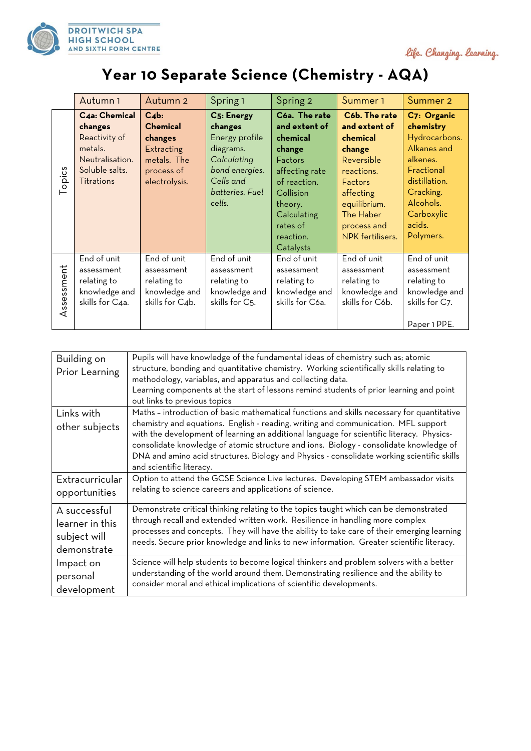DROITWICH SPA HIGH SCHOOL AND SIXTH FORM CENTRE

*Life. Changing. Learning.*

# Year 10 Separate Science (Chemistry - AQA)

| | Autumn 1 | Autumn 2 | Spring 1 | Spring 2 | Summer 1 | Summer 2 |
|---|---|---|---|---|---|---|
| Topics | **C4a: Chemical changes** Reactivity of metals. Neutralisation. Soluble salts. Titrations | **C4b: Chemical changes** Extracting metals. The process of electrolysis. | **C5: Energy changes** Energy profile diagrams. *Calculating bond energies. Cells and batteries. Fuel cells.* | **C6a. The rate and extent of chemical change** Factors affecting rate of reaction. Collision theory. Calculating rates of reaction. Catalysts | **C6b. The rate and extent of chemical change** Reversible reactions. Factors affecting equilibrium. The Haber process and NPK fertilisers. | **C7: Organic chemistry** Hydrocarbons. Alkanes and alkenes. Fractional distillation. Cracking. Alcohols. Carboxylic acids. Polymers. |
| Assessment | End of unit assessment relating to knowledge and skills for C4a. | End of unit assessment relating to knowledge and skills for C4b. | End of unit assessment relating to knowledge and skills for C5. | End of unit assessment relating to knowledge and skills for C6a. | End of unit assessment relating to knowledge and skills for C6b. | End of unit assessment relating to knowledge and skills for C7. <br><br> Paper 1 PPE. |

| | |
|---|---|
| Building on Prior Learning | Pupils will have knowledge of the fundamental ideas of chemistry such as; atomic structure, bonding and quantitative chemistry. Working scientifically skills relating to methodology, variables, and apparatus and collecting data. Learning components at the start of lessons remind students of prior learning and point out links to previous topics |
| Links with other subjects | Maths – introduction of basic mathematical functions and skills necessary for quantitative chemistry and equations. English - reading, writing and communication. MFL support with the development of learning an additional language for scientific literacy. Physics-consolidate knowledge of atomic structure and ions. Biology - consolidate knowledge of DNA and amino acid structures. Biology and Physics - consolidate working scientific skills and scientific literacy. |
| Extracurricular opportunities | Option to attend the GCSE Science Live lectures. Developing STEM ambassador visits relating to science careers and applications of science. |
| A successful learner in this subject will demonstrate | Demonstrate critical thinking relating to the topics taught which can be demonstrated through recall and extended written work. Resilience in handling more complex processes and concepts. They will have the ability to take care of their emerging learning needs. Secure prior knowledge and links to new information. Greater scientific literacy. |
| Impact on personal development | Science will help students to become logical thinkers and problem solvers with a better understanding of the world around them. Demonstrating resilience and the ability to consider moral and ethical implications of scientific developments. |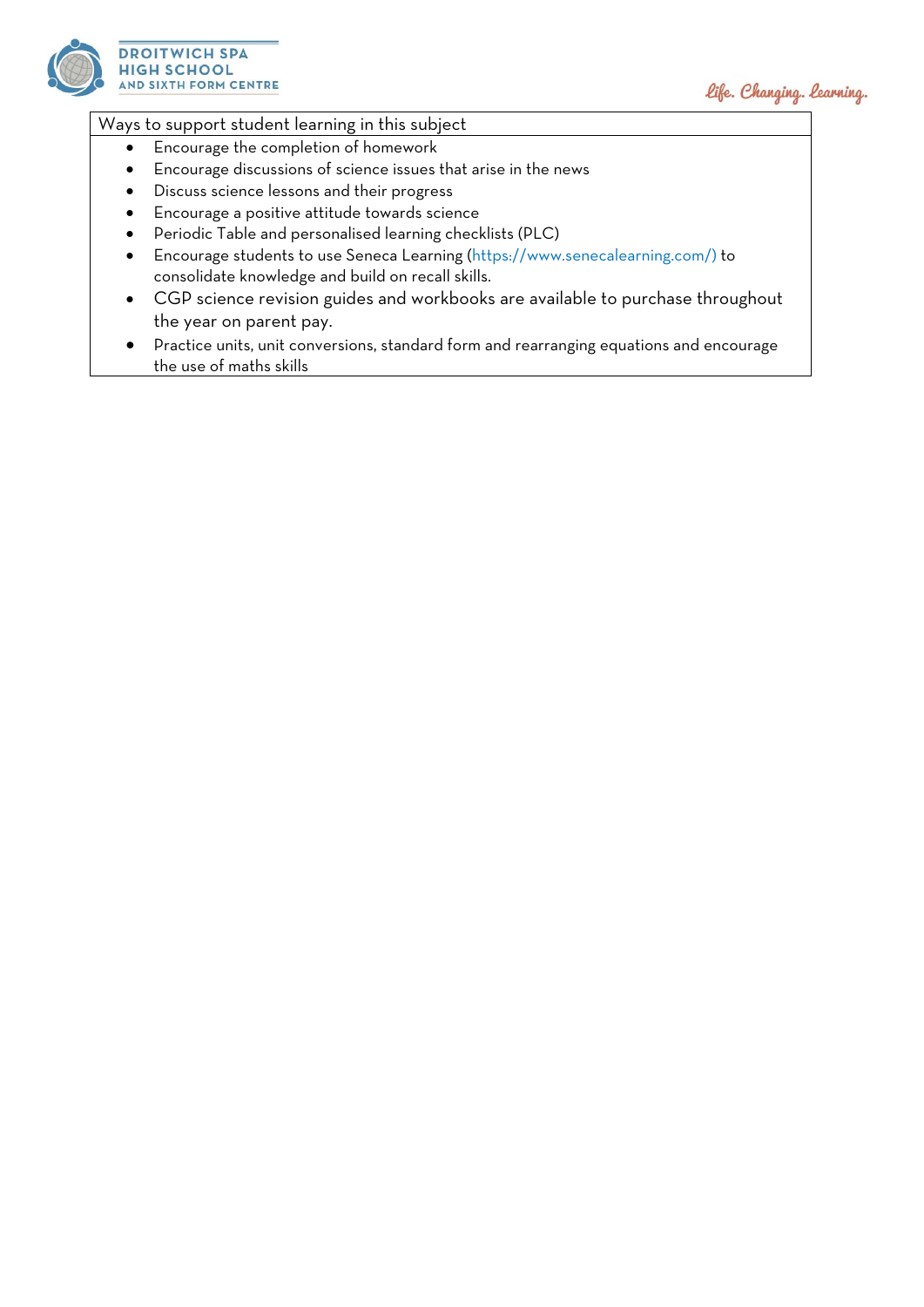Ways to support student learning in this subject

- Encourage the completion of homework
- Encourage discussions of science issues that arise in the news
- Discuss science lessons and their progress
- Encourage a positive attitude towards science
- Periodic Table and personalised learning checklists (PLC)
- Encourage students to use Seneca Learning (https://www.senecalearning.com/) to consolidate knowledge and build on recall skills.
- CGP science revision guides and workbooks are available to purchase throughout the year on parent pay.
- Practice units, unit conversions, standard form and rearranging equations and encourage the use of maths skills